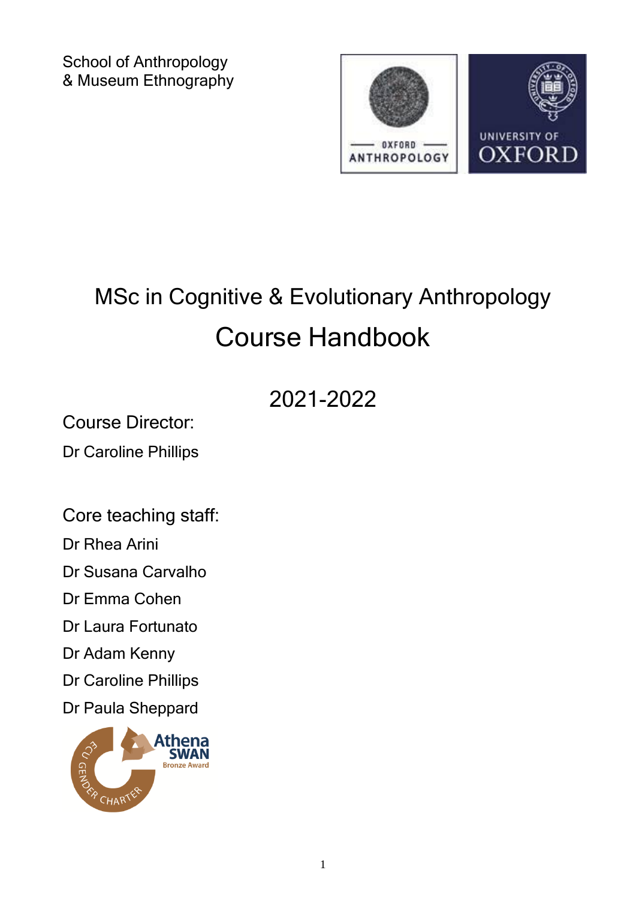School of Anthropology
& Museum Ethnography

# MSc in Cognitive & Evolutionary Anthropology

# Course Handbook

## 2021-2022

Course Director:

Dr Caroline Phillips

Core teaching staff:

Dr Rhea Arini

Dr Susana Carvalho

Dr Emma Cohen

Dr Laura Fortunato

Dr Adam Kenny

Dr Caroline Phillips

Dr Paula Sheppard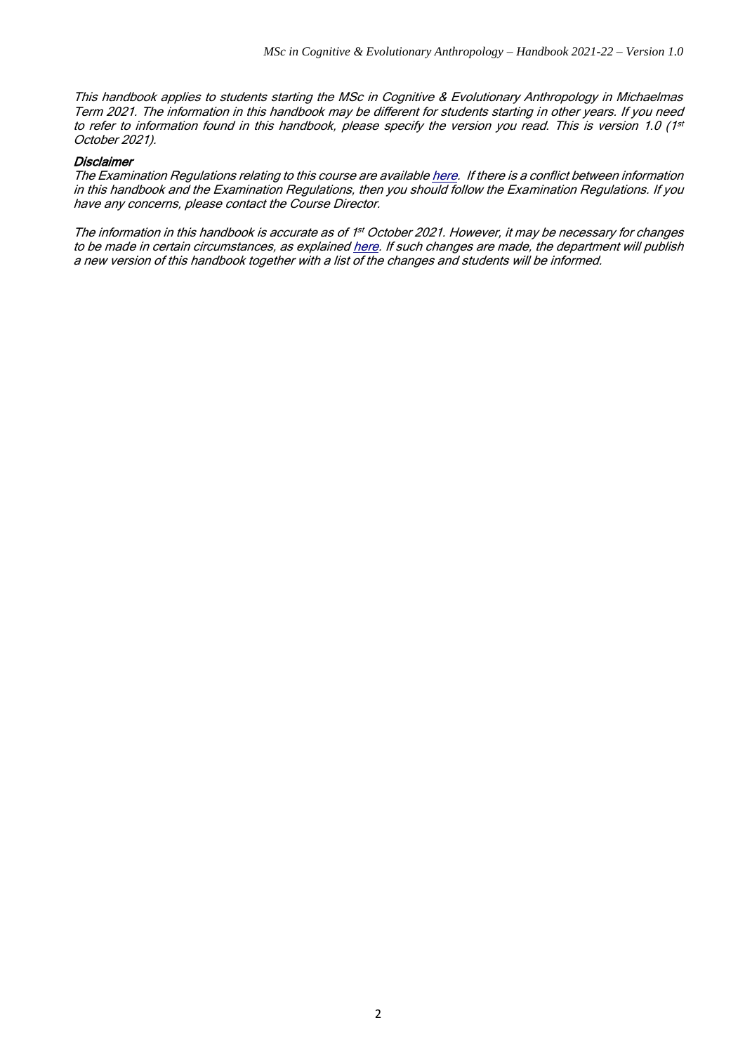*This handbook applies to students starting the MSc in Cognitive & Evolutionary Anthropology in Michaelmas Term 2021. The information in this handbook may be different for students starting in other years. If you need to refer to information found in this handbook, please specify the version you read. This is version 1.0 (1st October 2021).*

***Disclaimer***

*The Examination Regulations relating to this course are available [here](). If there is a conflict between information in this handbook and the Examination Regulations, then you should follow the Examination Regulations. If you have any concerns, please contact the Course Director.*

*The information in this handbook is accurate as of 1st October 2021. However, it may be necessary for changes to be made in certain circumstances, as explained [here](). If such changes are made, the department will publish a new version of this handbook together with a list of the changes and students will be informed.*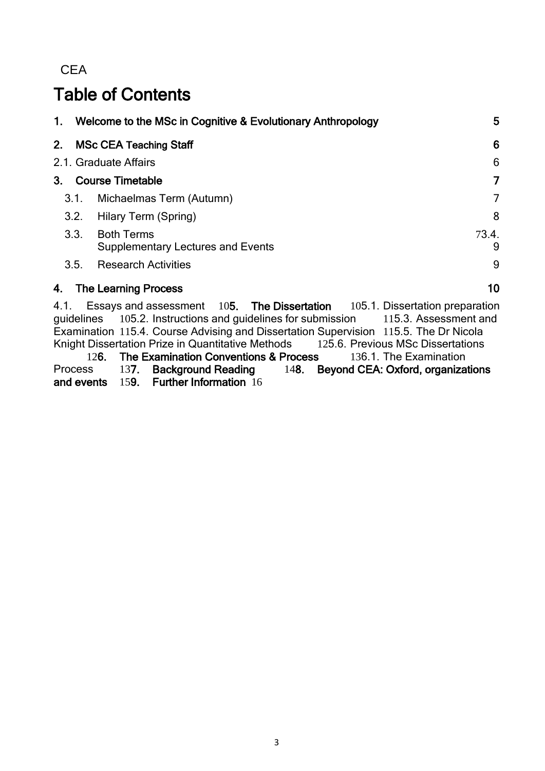CEA

# Table of Contents

1. Welcome to the MSc in Cognitive & Evolutionary Anthropology 5

2. MSc CEA Teaching Staff 6

2.1. Graduate Affairs 6

3. Course Timetable 7

3.1. Michaelmas Term (Autumn) 7

3.2. Hilary Term (Spring) 8

3.3. Both Terms 7

3.4. Supplementary Lectures and Events 9

3.5. Research Activities 9

4. The Learning Process 10

4.1. Essays and assessment 10

5. The Dissertation 10

5.1. Dissertation preparation guidelines 10

5.2. Instructions and guidelines for submission 11

5.3. Assessment and Examination 11

5.4. Course Advising and Dissertation Supervision 11

5.5. The Dr Nicola Knight Dissertation Prize in Quantitative Methods 12

5.6. Previous MSc Dissertations 12

6. The Examination Conventions & Process 13

6.1. The Examination Process 13

7. Background Reading 14

8. Beyond CEA: Oxford, organizations and events 15

9. Further Information 16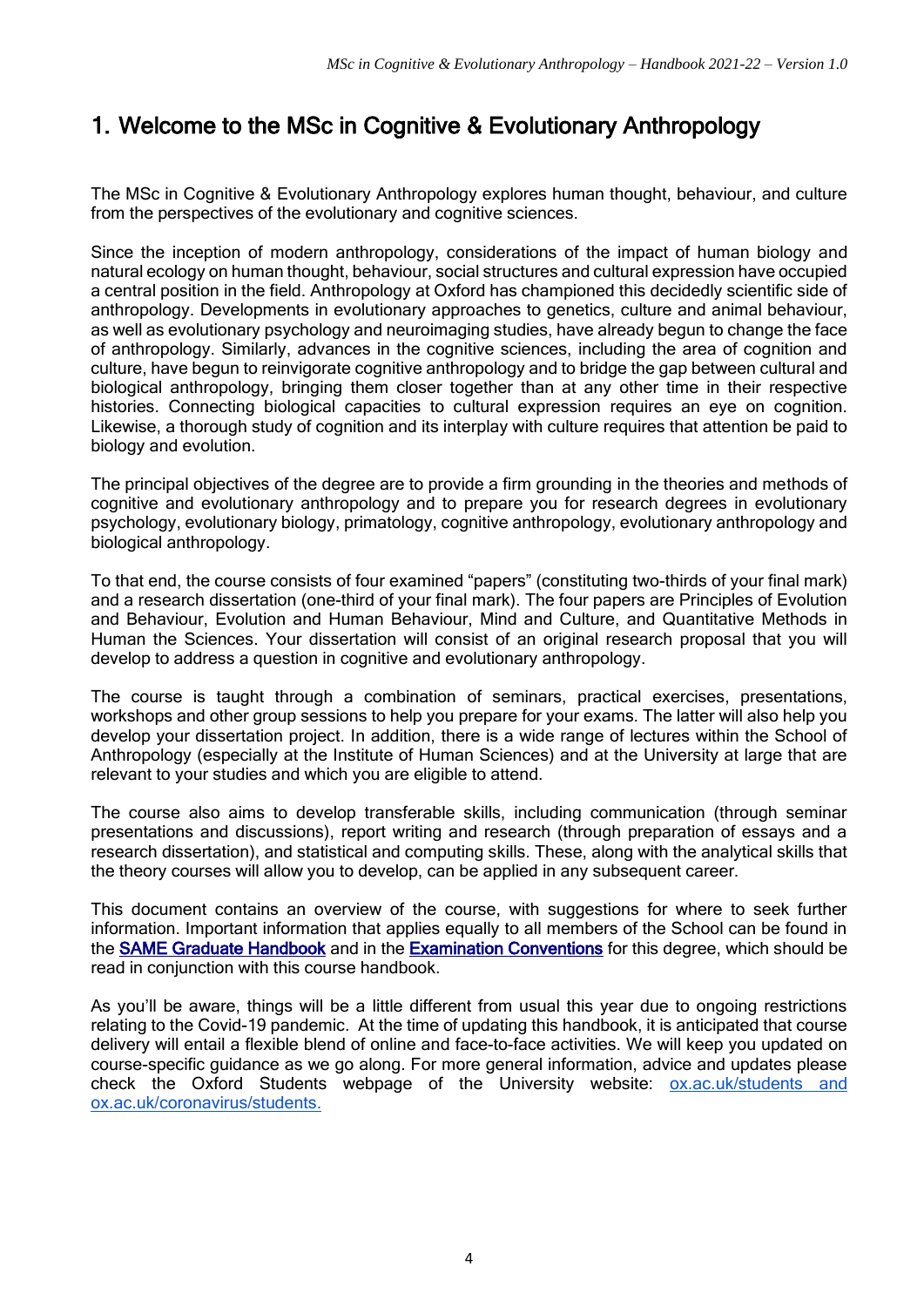# 1. Welcome to the MSc in Cognitive & Evolutionary Anthropology

The MSc in Cognitive & Evolutionary Anthropology explores human thought, behaviour, and culture from the perspectives of the evolutionary and cognitive sciences.

Since the inception of modern anthropology, considerations of the impact of human biology and natural ecology on human thought, behaviour, social structures and cultural expression have occupied a central position in the field. Anthropology at Oxford has championed this decidedly scientific side of anthropology. Developments in evolutionary approaches to genetics, culture and animal behaviour, as well as evolutionary psychology and neuroimaging studies, have already begun to change the face of anthropology. Similarly, advances in the cognitive sciences, including the area of cognition and culture, have begun to reinvigorate cognitive anthropology and to bridge the gap between cultural and biological anthropology, bringing them closer together than at any other time in their respective histories. Connecting biological capacities to cultural expression requires an eye on cognition. Likewise, a thorough study of cognition and its interplay with culture requires that attention be paid to biology and evolution.

The principal objectives of the degree are to provide a firm grounding in the theories and methods of cognitive and evolutionary anthropology and to prepare you for research degrees in evolutionary psychology, evolutionary biology, primatology, cognitive anthropology, evolutionary anthropology and biological anthropology.

To that end, the course consists of four examined "papers" (constituting two-thirds of your final mark) and a research dissertation (one-third of your final mark). The four papers are Principles of Evolution and Behaviour, Evolution and Human Behaviour, Mind and Culture, and Quantitative Methods in Human the Sciences. Your dissertation will consist of an original research proposal that you will develop to address a question in cognitive and evolutionary anthropology.

The course is taught through a combination of seminars, practical exercises, presentations, workshops and other group sessions to help you prepare for your exams. The latter will also help you develop your dissertation project. In addition, there is a wide range of lectures within the School of Anthropology (especially at the Institute of Human Sciences) and at the University at large that are relevant to your studies and which you are eligible to attend.

The course also aims to develop transferable skills, including communication (through seminar presentations and discussions), report writing and research (through preparation of essays and a research dissertation), and statistical and computing skills. These, along with the analytical skills that the theory courses will allow you to develop, can be applied in any subsequent career.

This document contains an overview of the course, with suggestions for where to seek further information. Important information that applies equally to all members of the School can be found in the **SAME Graduate Handbook** and in the **Examination Conventions** for this degree, which should be read in conjunction with this course handbook.

As you'll be aware, things will be a little different from usual this year due to ongoing restrictions relating to the Covid-19 pandemic. At the time of updating this handbook, it is anticipated that course delivery will entail a flexible blend of online and face-to-face activities. We will keep you updated on course-specific guidance as we go along. For more general information, advice and updates please check the Oxford Students webpage of the University website: ox.ac.uk/students and ox.ac.uk/coronavirus/students.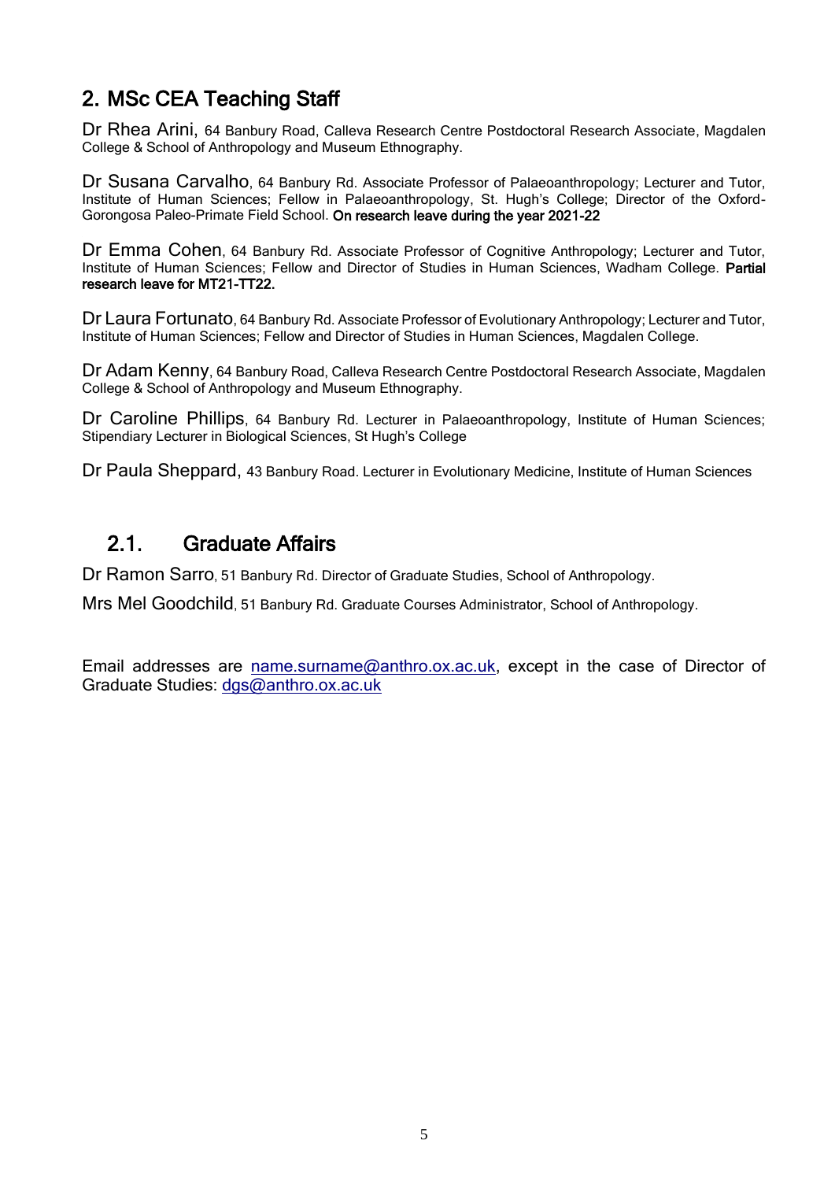## 2. MSc CEA Teaching Staff

Dr Rhea Arini, 64 Banbury Road, Calleva Research Centre Postdoctoral Research Associate, Magdalen College & School of Anthropology and Museum Ethnography.

Dr Susana Carvalho, 64 Banbury Rd. Associate Professor of Palaeoanthropology; Lecturer and Tutor, Institute of Human Sciences; Fellow in Palaeoanthropology, St. Hugh's College; Director of the Oxford-Gorongosa Paleo-Primate Field School. **On research leave during the year 2021-22**

Dr Emma Cohen, 64 Banbury Rd. Associate Professor of Cognitive Anthropology; Lecturer and Tutor, Institute of Human Sciences; Fellow and Director of Studies in Human Sciences, Wadham College. **Partial research leave for MT21-TT22.**

Dr Laura Fortunato, 64 Banbury Rd. Associate Professor of Evolutionary Anthropology; Lecturer and Tutor, Institute of Human Sciences; Fellow and Director of Studies in Human Sciences, Magdalen College.

Dr Adam Kenny, 64 Banbury Road, Calleva Research Centre Postdoctoral Research Associate, Magdalen College & School of Anthropology and Museum Ethnography.

Dr Caroline Phillips, 64 Banbury Rd. Lecturer in Palaeoanthropology, Institute of Human Sciences; Stipendiary Lecturer in Biological Sciences, St Hugh's College

Dr Paula Sheppard, 43 Banbury Road. Lecturer in Evolutionary Medicine, Institute of Human Sciences

### 2.1. Graduate Affairs

Dr Ramon Sarro, 51 Banbury Rd. Director of Graduate Studies, School of Anthropology.

Mrs Mel Goodchild, 51 Banbury Rd. Graduate Courses Administrator, School of Anthropology.

Email addresses are name.surname@anthro.ox.ac.uk, except in the case of Director of Graduate Studies: dgs@anthro.ox.ac.uk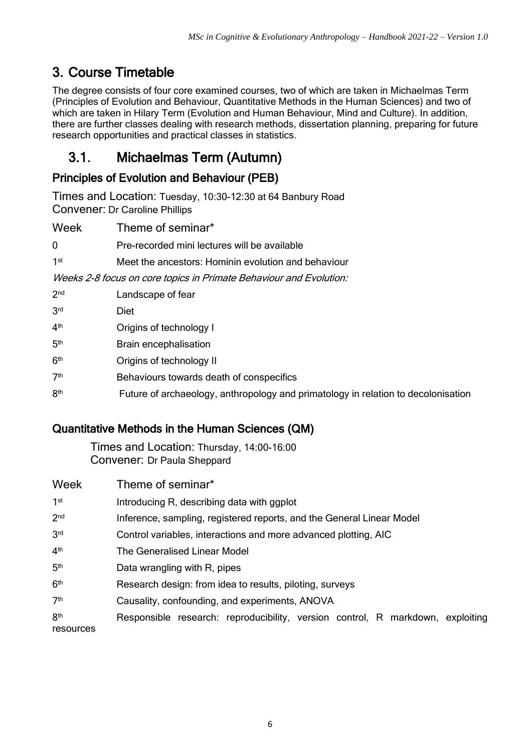## 3. Course Timetable

The degree consists of four core examined courses, two of which are taken in Michaelmas Term (Principles of Evolution and Behaviour, Quantitative Methods in the Human Sciences) and two of which are taken in Hilary Term (Evolution and Human Behaviour, Mind and Culture). In addition, there are further classes dealing with research methods, dissertation planning, preparing for future research opportunities and practical classes in statistics.

### 3.1. Michaelmas Term (Autumn)

#### Principles of Evolution and Behaviour (PEB)

Times and Location: Tuesday, 10:30-12:30 at 64 Banbury Road
Convener: Dr Caroline Phillips

| Week | Theme of seminar* |
|---|---|
| 0 | Pre-recorded mini lectures will be available |
| 1st | Meet the ancestors: Hominin evolution and behaviour |
| *Weeks 2-8 focus on core topics in Primate Behaviour and Evolution:* | |
| 2nd | Landscape of fear |
| 3rd | Diet |
| 4th | Origins of technology I |
| 5th | Brain encephalisation |
| 6th | Origins of technology II |
| 7th | Behaviours towards death of conspecifics |
| 8th | Future of archaeology, anthropology and primatology in relation to decolonisation |

#### Quantitative Methods in the Human Sciences (QM)

Times and Location: Thursday, 14:00-16:00
Convener: Dr Paula Sheppard

| Week | Theme of seminar* |
|---|---|
| 1st | Introducing R, describing data with ggplot |
| 2nd | Inference, sampling, registered reports, and the General Linear Model |
| 3rd | Control variables, interactions and more advanced plotting, AIC |
| 4th | The Generalised Linear Model |
| 5th | Data wrangling with R, pipes |
| 6th | Research design: from idea to results, piloting, surveys |
| 7th | Causality, confounding, and experiments, ANOVA |
| 8th | Responsible research: reproducibility, version control, R markdown, exploiting resources |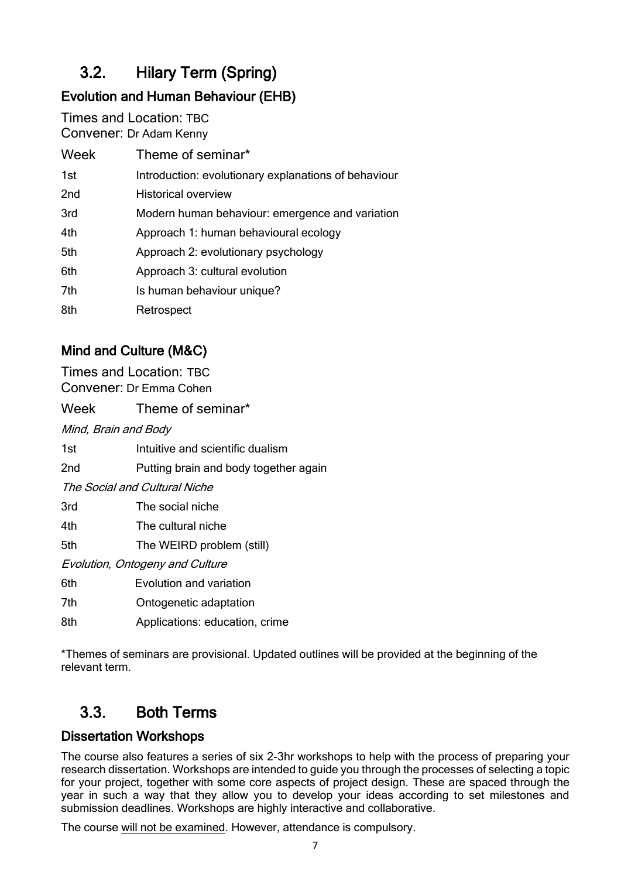## 3.2. Hilary Term (Spring)

### Evolution and Human Behaviour (EHB)

Times and Location: TBC
Convener: Dr Adam Kenny

| Week | Theme of seminar* |
|---|---|
| 1st | Introduction: evolutionary explanations of behaviour |
| 2nd | Historical overview |
| 3rd | Modern human behaviour: emergence and variation |
| 4th | Approach 1: human behavioural ecology |
| 5th | Approach 2: evolutionary psychology |
| 6th | Approach 3: cultural evolution |
| 7th | Is human behaviour unique? |
| 8th | Retrospect |

### Mind and Culture (M&C)

Times and Location: TBC
Convener: Dr Emma Cohen

| Week | Theme of seminar* |
|---|---|
| *Mind, Brain and Body* | |
| 1st | Intuitive and scientific dualism |
| 2nd | Putting brain and body together again |
| *The Social and Cultural Niche* | |
| 3rd | The social niche |
| 4th | The cultural niche |
| 5th | The WEIRD problem (still) |
| *Evolution, Ontogeny and Culture* | |
| 6th | Evolution and variation |
| 7th | Ontogenetic adaptation |
| 8th | Applications: education, crime |

*Themes of seminars are provisional. Updated outlines will be provided at the beginning of the relevant term.

## 3.3. Both Terms

### Dissertation Workshops

The course also features a series of six 2-3hr workshops to help with the process of preparing your research dissertation. Workshops are intended to guide you through the processes of selecting a topic for your project, together with some core aspects of project design. These are spaced through the year in such a way that they allow you to develop your ideas according to set milestones and submission deadlines. Workshops are highly interactive and collaborative.

The course <u>will not be examined</u>. However, attendance is compulsory.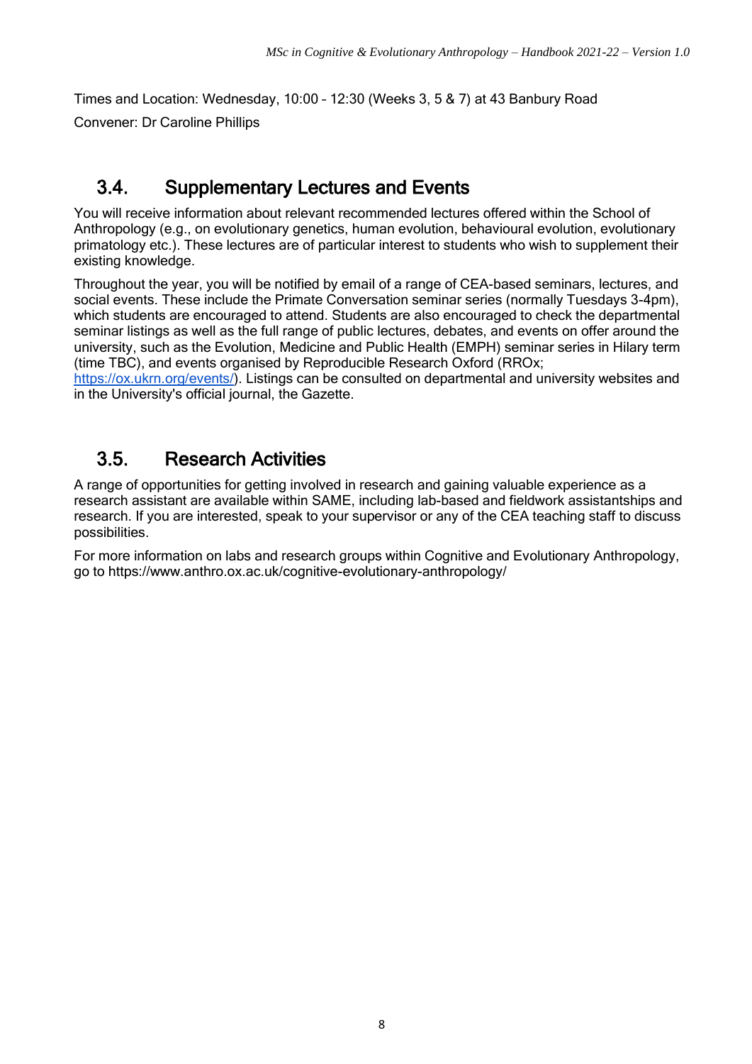Times and Location: Wednesday, 10:00 – 12:30 (Weeks 3, 5 & 7) at 43 Banbury Road

Convener: Dr Caroline Phillips

## 3.4. Supplementary Lectures and Events

You will receive information about relevant recommended lectures offered within the School of Anthropology (e.g., on evolutionary genetics, human evolution, behavioural evolution, evolutionary primatology etc.). These lectures are of particular interest to students who wish to supplement their existing knowledge.

Throughout the year, you will be notified by email of a range of CEA-based seminars, lectures, and social events. These include the Primate Conversation seminar series (normally Tuesdays 3-4pm), which students are encouraged to attend. Students are also encouraged to check the departmental seminar listings as well as the full range of public lectures, debates, and events on offer around the university, such as the Evolution, Medicine and Public Health (EMPH) seminar series in Hilary term (time TBC), and events organised by Reproducible Research Oxford (RROx; https://ox.ukrn.org/events/). Listings can be consulted on departmental and university websites and in the University's official journal, the Gazette.

## 3.5. Research Activities

A range of opportunities for getting involved in research and gaining valuable experience as a research assistant are available within SAME, including lab-based and fieldwork assistantships and research. If you are interested, speak to your supervisor or any of the CEA teaching staff to discuss possibilities.

For more information on labs and research groups within Cognitive and Evolutionary Anthropology, go to https://www.anthro.ox.ac.uk/cognitive-evolutionary-anthropology/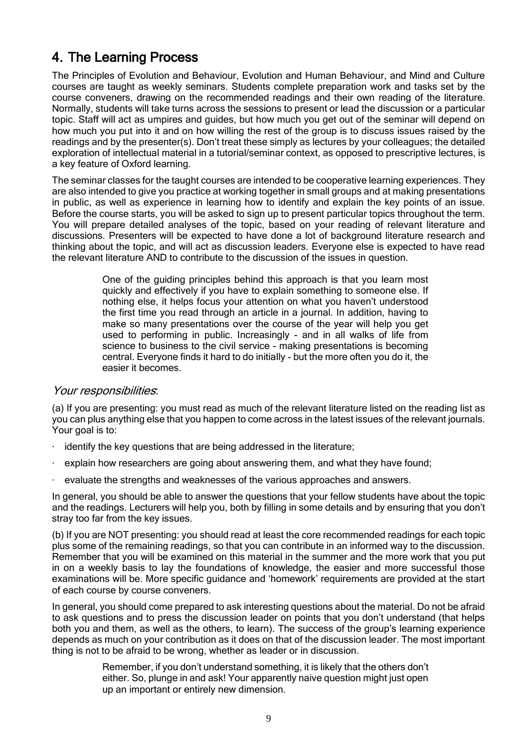## 4. The Learning Process

The Principles of Evolution and Behaviour, Evolution and Human Behaviour, and Mind and Culture courses are taught as weekly seminars. Students complete preparation work and tasks set by the course conveners, drawing on the recommended readings and their own reading of the literature. Normally, students will take turns across the sessions to present or lead the discussion or a particular topic. Staff will act as umpires and guides, but how much you get out of the seminar will depend on how much you put into it and on how willing the rest of the group is to discuss issues raised by the readings and by the presenter(s). Don't treat these simply as lectures by your colleagues; the detailed exploration of intellectual material in a tutorial/seminar context, as opposed to prescriptive lectures, is a key feature of Oxford learning.

The seminar classes for the taught courses are intended to be cooperative learning experiences. They are also intended to give you practice at working together in small groups and at making presentations in public, as well as experience in learning how to identify and explain the key points of an issue. Before the course starts, you will be asked to sign up to present particular topics throughout the term. You will prepare detailed analyses of the topic, based on your reading of relevant literature and discussions. Presenters will be expected to have done a lot of background literature research and thinking about the topic, and will act as discussion leaders. Everyone else is expected to have read the relevant literature AND to contribute to the discussion of the issues in question.

> One of the guiding principles behind this approach is that you learn most quickly and effectively if you have to explain something to someone else. If nothing else, it helps focus your attention on what you haven't understood the first time you read through an article in a journal. In addition, having to make so many presentations over the course of the year will help you get used to performing in public. Increasingly - and in all walks of life from science to business to the civil service - making presentations is becoming central. Everyone finds it hard to do initially - but the more often you do it, the easier it becomes.

### *Your responsibilities*:

(a) If you are presenting: you must read as much of the relevant literature listed on the reading list as you can plus anything else that you happen to come across in the latest issues of the relevant journals. Your goal is to:

- identify the key questions that are being addressed in the literature;
- explain how researchers are going about answering them, and what they have found;
- evaluate the strengths and weaknesses of the various approaches and answers.

In general, you should be able to answer the questions that your fellow students have about the topic and the readings. Lecturers will help you, both by filling in some details and by ensuring that you don't stray too far from the key issues.

(b) If you are NOT presenting: you should read at least the core recommended readings for each topic plus some of the remaining readings, so that you can contribute in an informed way to the discussion. Remember that you will be examined on this material in the summer and the more work that you put in on a weekly basis to lay the foundations of knowledge, the easier and more successful those examinations will be. More specific guidance and 'homework' requirements are provided at the start of each course by course conveners.

In general, you should come prepared to ask interesting questions about the material. Do not be afraid to ask questions and to press the discussion leader on points that you don't understand (that helps both you and them, as well as the others, to learn). The success of the group's learning experience depends as much on your contribution as it does on that of the discussion leader. The most important thing is not to be afraid to be wrong, whether as leader or in discussion.

> Remember, if you don't understand something, it is likely that the others don't either. So, plunge in and ask! Your apparently naive question might just open up an important or entirely new dimension.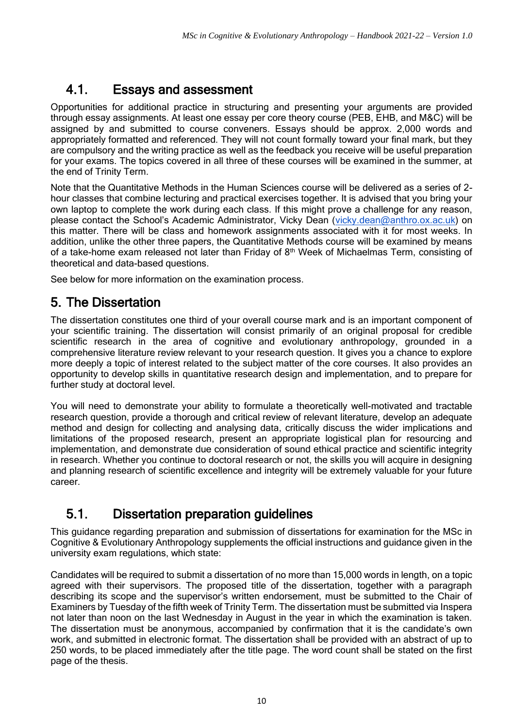## 4.1. Essays and assessment

Opportunities for additional practice in structuring and presenting your arguments are provided through essay assignments. At least one essay per core theory course (PEB, EHB, and M&C) will be assigned by and submitted to course conveners. Essays should be approx. 2,000 words and appropriately formatted and referenced. They will not count formally toward your final mark, but they are compulsory and the writing practice as well as the feedback you receive will be useful preparation for your exams. The topics covered in all three of these courses will be examined in the summer, at the end of Trinity Term.

Note that the Quantitative Methods in the Human Sciences course will be delivered as a series of 2-hour classes that combine lecturing and practical exercises together. It is advised that you bring your own laptop to complete the work during each class. If this might prove a challenge for any reason, please contact the School's Academic Administrator, Vicky Dean (vicky.dean@anthro.ox.ac.uk) on this matter. There will be class and homework assignments associated with it for most weeks. In addition, unlike the other three papers, the Quantitative Methods course will be examined by means of a take-home exam released not later than Friday of 8th Week of Michaelmas Term, consisting of theoretical and data-based questions.

See below for more information on the examination process.

# 5. The Dissertation

The dissertation constitutes one third of your overall course mark and is an important component of your scientific training. The dissertation will consist primarily of an original proposal for credible scientific research in the area of cognitive and evolutionary anthropology, grounded in a comprehensive literature review relevant to your research question. It gives you a chance to explore more deeply a topic of interest related to the subject matter of the core courses. It also provides an opportunity to develop skills in quantitative research design and implementation, and to prepare for further study at doctoral level.

You will need to demonstrate your ability to formulate a theoretically well-motivated and tractable research question, provide a thorough and critical review of relevant literature, develop an adequate method and design for collecting and analysing data, critically discuss the wider implications and limitations of the proposed research, present an appropriate logistical plan for resourcing and implementation, and demonstrate due consideration of sound ethical practice and scientific integrity in research. Whether you continue to doctoral research or not, the skills you will acquire in designing and planning research of scientific excellence and integrity will be extremely valuable for your future career.

## 5.1. Dissertation preparation guidelines

This guidance regarding preparation and submission of dissertations for examination for the MSc in Cognitive & Evolutionary Anthropology supplements the official instructions and guidance given in the university exam regulations, which state:

Candidates will be required to submit a dissertation of no more than 15,000 words in length, on a topic agreed with their supervisors. The proposed title of the dissertation, together with a paragraph describing its scope and the supervisor's written endorsement, must be submitted to the Chair of Examiners by Tuesday of the fifth week of Trinity Term. The dissertation must be submitted via Inspera not later than noon on the last Wednesday in August in the year in which the examination is taken. The dissertation must be anonymous, accompanied by confirmation that it is the candidate's own work, and submitted in electronic format. The dissertation shall be provided with an abstract of up to 250 words, to be placed immediately after the title page. The word count shall be stated on the first page of the thesis.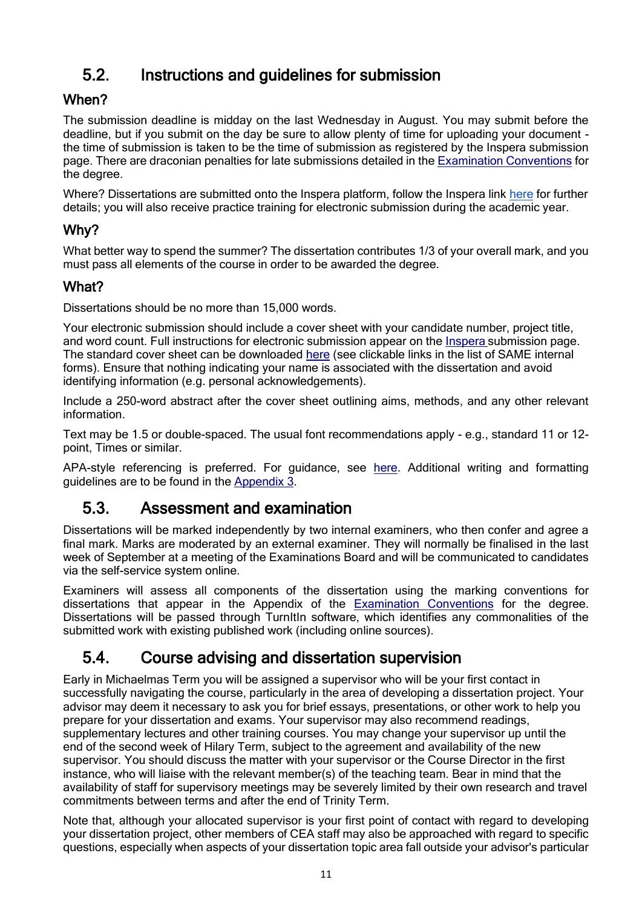## 5.2. Instructions and guidelines for submission

### When?

The submission deadline is midday on the last Wednesday in August. You may submit before the deadline, but if you submit on the day be sure to allow plenty of time for uploading your document - the time of submission is taken to be the time of submission as registered by the Inspera submission page. There are draconian penalties for late submissions detailed in the Examination Conventions for the degree.

Where? Dissertations are submitted onto the Inspera platform, follow the Inspera link here for further details; you will also receive practice training for electronic submission during the academic year.

### Why?

What better way to spend the summer? The dissertation contributes 1/3 of your overall mark, and you must pass all elements of the course in order to be awarded the degree.

### What?

Dissertations should be no more than 15,000 words.

Your electronic submission should include a cover sheet with your candidate number, project title, and word count. Full instructions for electronic submission appear on the Inspera submission page. The standard cover sheet can be downloaded here (see clickable links in the list of SAME internal forms). Ensure that nothing indicating your name is associated with the dissertation and avoid identifying information (e.g. personal acknowledgements).

Include a 250-word abstract after the cover sheet outlining aims, methods, and any other relevant information.

Text may be 1.5 or double-spaced. The usual font recommendations apply - e.g., standard 11 or 12-point, Times or similar.

APA-style referencing is preferred. For guidance, see here. Additional writing and formatting guidelines are to be found in the Appendix 3.

## 5.3. Assessment and examination

Dissertations will be marked independently by two internal examiners, who then confer and agree a final mark. Marks are moderated by an external examiner. They will normally be finalised in the last week of September at a meeting of the Examinations Board and will be communicated to candidates via the self-service system online.

Examiners will assess all components of the dissertation using the marking conventions for dissertations that appear in the Appendix of the Examination Conventions for the degree. Dissertations will be passed through TurnItIn software, which identifies any commonalities of the submitted work with existing published work (including online sources).

## 5.4. Course advising and dissertation supervision

Early in Michaelmas Term you will be assigned a supervisor who will be your first contact in successfully navigating the course, particularly in the area of developing a dissertation project. Your advisor may deem it necessary to ask you for brief essays, presentations, or other work to help you prepare for your dissertation and exams. Your supervisor may also recommend readings, supplementary lectures and other training courses. You may change your supervisor up until the end of the second week of Hilary Term, subject to the agreement and availability of the new supervisor. You should discuss the matter with your supervisor or the Course Director in the first instance, who will liaise with the relevant member(s) of the teaching team. Bear in mind that the availability of staff for supervisory meetings may be severely limited by their own research and travel commitments between terms and after the end of Trinity Term.

Note that, although your allocated supervisor is your first point of contact with regard to developing your dissertation project, other members of CEA staff may also be approached with regard to specific questions, especially when aspects of your dissertation topic area fall outside your advisor's particular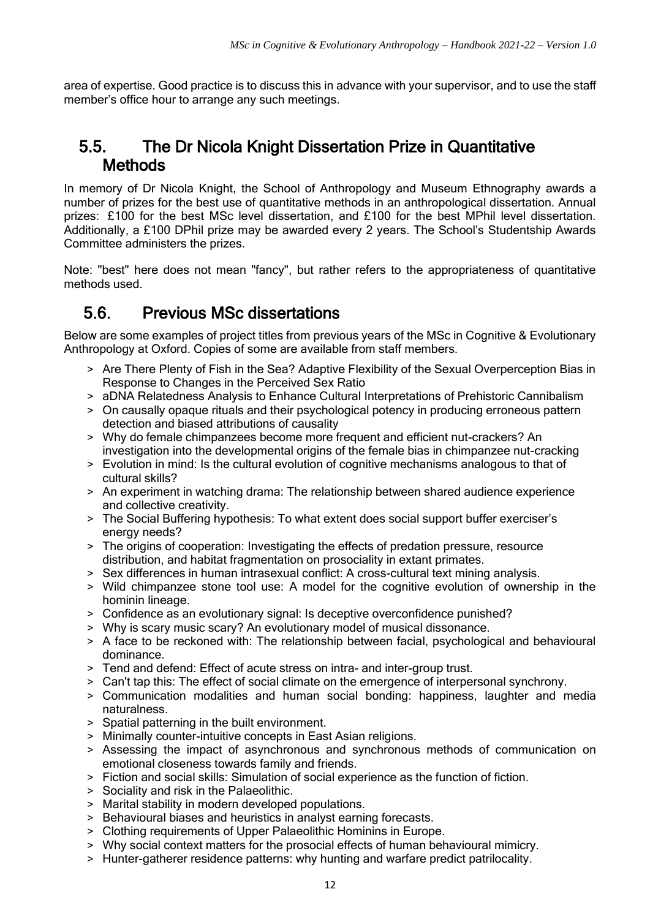area of expertise. Good practice is to discuss this in advance with your supervisor, and to use the staff member's office hour to arrange any such meetings.

## 5.5. The Dr Nicola Knight Dissertation Prize in Quantitative Methods

In memory of Dr Nicola Knight, the School of Anthropology and Museum Ethnography awards a number of prizes for the best use of quantitative methods in an anthropological dissertation. Annual prizes: £100 for the best MSc level dissertation, and £100 for the best MPhil level dissertation. Additionally, a £100 DPhil prize may be awarded every 2 years. The School's Studentship Awards Committee administers the prizes.

Note: "best" here does not mean "fancy", but rather refers to the appropriateness of quantitative methods used.

## 5.6. Previous MSc dissertations

Below are some examples of project titles from previous years of the MSc in Cognitive & Evolutionary Anthropology at Oxford. Copies of some are available from staff members.

- Are There Plenty of Fish in the Sea? Adaptive Flexibility of the Sexual Overperception Bias in Response to Changes in the Perceived Sex Ratio
- aDNA Relatedness Analysis to Enhance Cultural Interpretations of Prehistoric Cannibalism
- On causally opaque rituals and their psychological potency in producing erroneous pattern detection and biased attributions of causality
- Why do female chimpanzees become more frequent and efficient nut-crackers? An investigation into the developmental origins of the female bias in chimpanzee nut-cracking
- Evolution in mind: Is the cultural evolution of cognitive mechanisms analogous to that of cultural skills?
- An experiment in watching drama: The relationship between shared audience experience and collective creativity.
- The Social Buffering hypothesis: To what extent does social support buffer exerciser's energy needs?
- The origins of cooperation: Investigating the effects of predation pressure, resource distribution, and habitat fragmentation on prosociality in extant primates.
- Sex differences in human intrasexual conflict: A cross-cultural text mining analysis.
- Wild chimpanzee stone tool use: A model for the cognitive evolution of ownership in the hominin lineage.
- Confidence as an evolutionary signal: Is deceptive overconfidence punished?
- Why is scary music scary? An evolutionary model of musical dissonance.
- A face to be reckoned with: The relationship between facial, psychological and behavioural dominance.
- Tend and defend: Effect of acute stress on intra- and inter-group trust.
- Can't tap this: The effect of social climate on the emergence of interpersonal synchrony.
- Communication modalities and human social bonding: happiness, laughter and media naturalness.
- Spatial patterning in the built environment.
- Minimally counter-intuitive concepts in East Asian religions.
- Assessing the impact of asynchronous and synchronous methods of communication on emotional closeness towards family and friends.
- Fiction and social skills: Simulation of social experience as the function of fiction.
- Sociality and risk in the Palaeolithic.
- Marital stability in modern developed populations.
- Behavioural biases and heuristics in analyst earning forecasts.
- Clothing requirements of Upper Palaeolithic Hominins in Europe.
- Why social context matters for the prosocial effects of human behavioural mimicry.
- Hunter-gatherer residence patterns: why hunting and warfare predict patrilocality.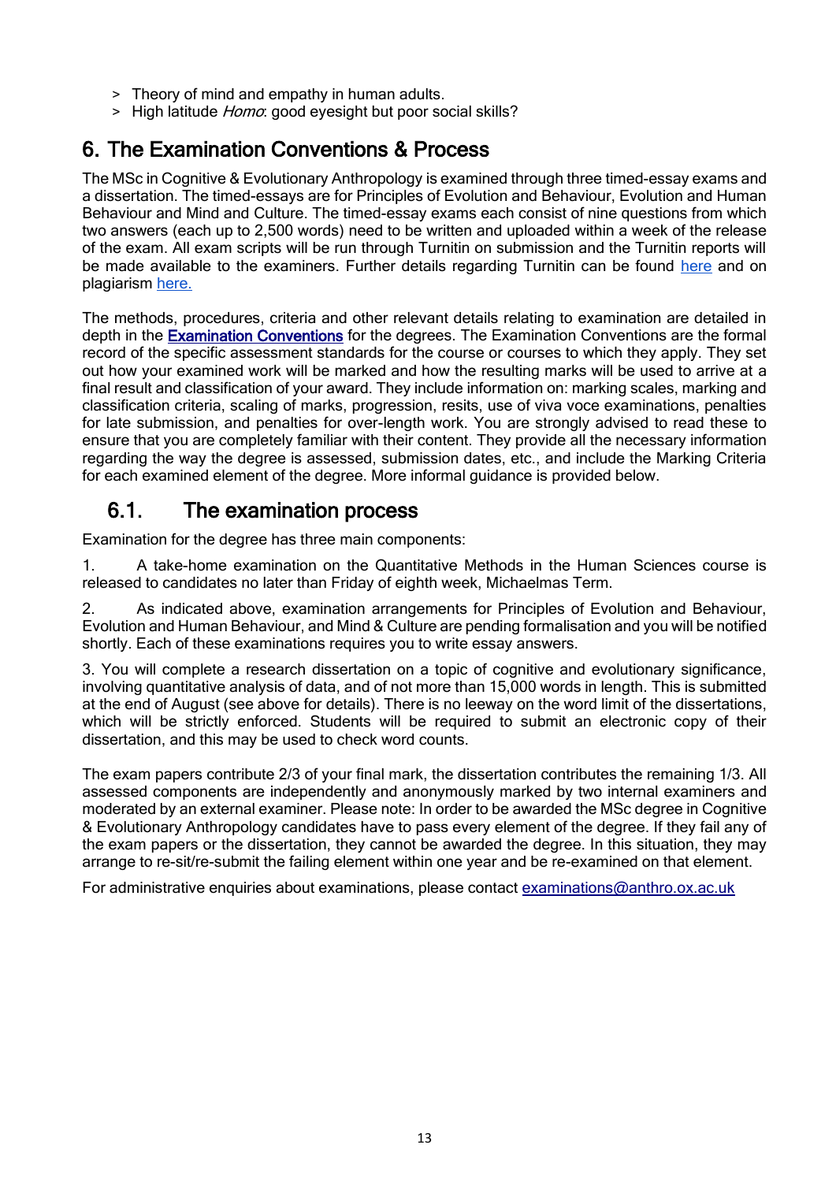- Theory of mind and empathy in human adults.
- High latitude *Homo*: good eyesight but poor social skills?

# 6. The Examination Conventions & Process

The MSc in Cognitive & Evolutionary Anthropology is examined through three timed-essay exams and a dissertation. The timed-essays are for Principles of Evolution and Behaviour, Evolution and Human Behaviour and Mind and Culture. The timed-essay exams each consist of nine questions from which two answers (each up to 2,500 words) need to be written and uploaded within a week of the release of the exam. All exam scripts will be run through Turnitin on submission and the Turnitin reports will be made available to the examiners. Further details regarding Turnitin can be found here and on plagiarism here.

The methods, procedures, criteria and other relevant details relating to examination are detailed in depth in the **Examination Conventions** for the degrees. The Examination Conventions are the formal record of the specific assessment standards for the course or courses to which they apply. They set out how your examined work will be marked and how the resulting marks will be used to arrive at a final result and classification of your award. They include information on: marking scales, marking and classification criteria, scaling of marks, progression, resits, use of viva voce examinations, penalties for late submission, and penalties for over-length work. You are strongly advised to read these to ensure that you are completely familiar with their content. They provide all the necessary information regarding the way the degree is assessed, submission dates, etc., and include the Marking Criteria for each examined element of the degree. More informal guidance is provided below.

## 6.1. The examination process

Examination for the degree has three main components:

1. A take-home examination on the Quantitative Methods in the Human Sciences course is released to candidates no later than Friday of eighth week, Michaelmas Term.

2. As indicated above, examination arrangements for Principles of Evolution and Behaviour, Evolution and Human Behaviour, and Mind & Culture are pending formalisation and you will be notified shortly. Each of these examinations requires you to write essay answers.

3. You will complete a research dissertation on a topic of cognitive and evolutionary significance, involving quantitative analysis of data, and of not more than 15,000 words in length. This is submitted at the end of August (see above for details). There is no leeway on the word limit of the dissertations, which will be strictly enforced. Students will be required to submit an electronic copy of their dissertation, and this may be used to check word counts.

The exam papers contribute 2/3 of your final mark, the dissertation contributes the remaining 1/3. All assessed components are independently and anonymously marked by two internal examiners and moderated by an external examiner. Please note: In order to be awarded the MSc degree in Cognitive & Evolutionary Anthropology candidates have to pass every element of the degree. If they fail any of the exam papers or the dissertation, they cannot be awarded the degree. In this situation, they may arrange to re-sit/re-submit the failing element within one year and be re-examined on that element.

For administrative enquiries about examinations, please contact examinations@anthro.ox.ac.uk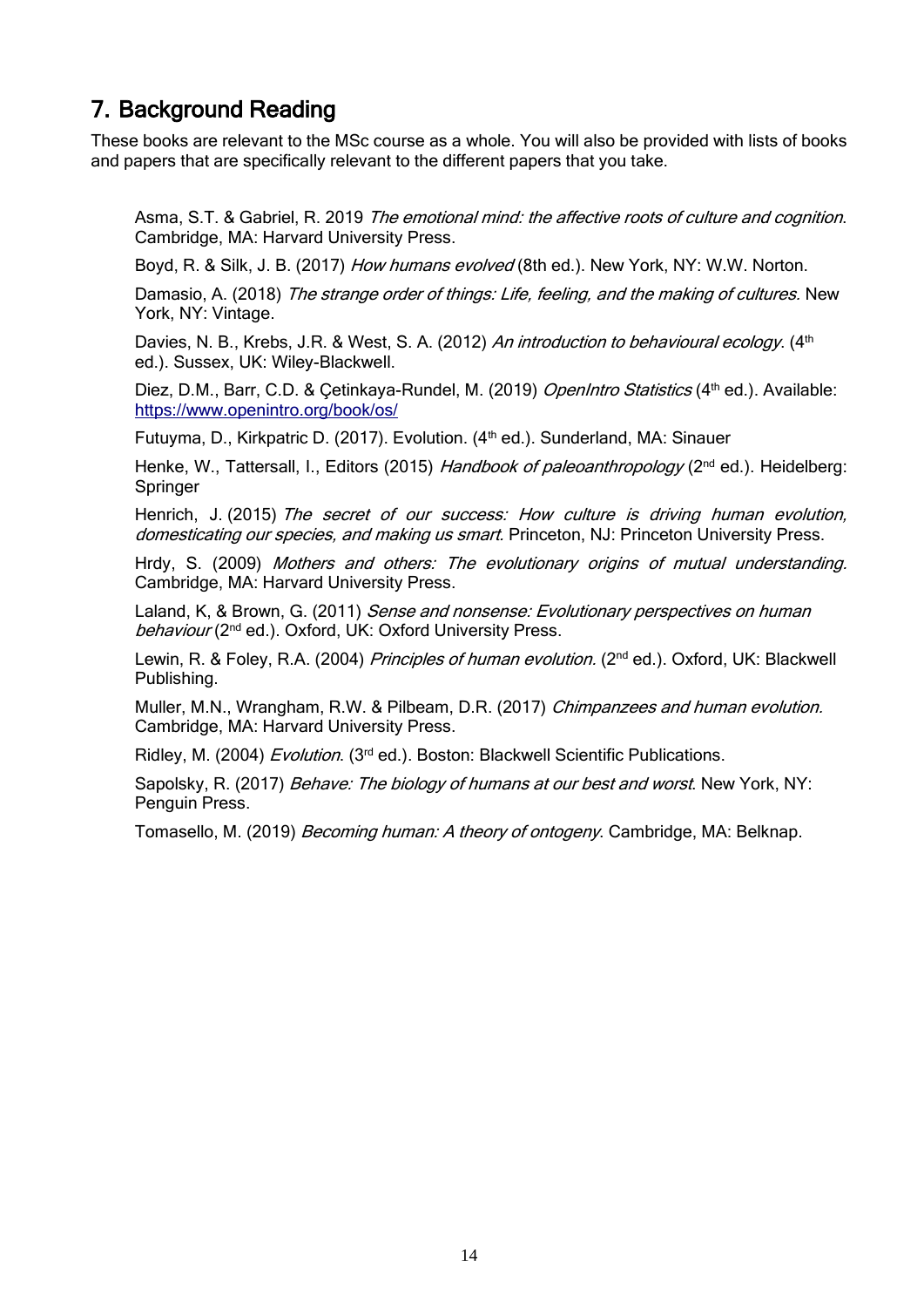## 7. Background Reading

These books are relevant to the MSc course as a whole. You will also be provided with lists of books and papers that are specifically relevant to the different papers that you take.

Asma, S.T. & Gabriel, R. 2019 *The emotional mind: the affective roots of culture and cognition*. Cambridge, MA: Harvard University Press.

Boyd, R. & Silk, J. B. (2017) *How humans evolved* (8th ed.). New York, NY: W.W. Norton.

Damasio, A. (2018) *The strange order of things: Life, feeling, and the making of cultures.* New York, NY: Vintage.

Davies, N. B., Krebs, J.R. & West, S. A. (2012) *An introduction to behavioural ecology*. (4th ed.). Sussex, UK: Wiley-Blackwell.

Diez, D.M., Barr, C.D. & Çetinkaya-Rundel, M. (2019) *OpenIntro Statistics* (4th ed.). Available: https://www.openintro.org/book/os/

Futuyma, D., Kirkpatric D. (2017). Evolution. (4th ed.). Sunderland, MA: Sinauer

Henke, W., Tattersall, I., Editors (2015) *Handbook of paleoanthropology* (2nd ed.). Heidelberg: Springer

Henrich, J. (2015) *The secret of our success: How culture is driving human evolution, domesticating our species, and making us smart*. Princeton, NJ: Princeton University Press.

Hrdy, S. (2009) *Mothers and others: The evolutionary origins of mutual understanding.* Cambridge, MA: Harvard University Press.

Laland, K, & Brown, G. (2011) *Sense and nonsense: Evolutionary perspectives on human behaviour* (2nd ed.). Oxford, UK: Oxford University Press.

Lewin, R. & Foley, R.A. (2004) *Principles of human evolution.* (2nd ed.). Oxford, UK: Blackwell Publishing.

Muller, M.N., Wrangham, R.W. & Pilbeam, D.R. (2017) *Chimpanzees and human evolution.* Cambridge, MA: Harvard University Press.

Ridley, M. (2004) *Evolution*. (3rd ed.). Boston: Blackwell Scientific Publications.

Sapolsky, R. (2017) *Behave: The biology of humans at our best and worst*. New York, NY: Penguin Press.

Tomasello, M. (2019) *Becoming human: A theory of ontogeny*. Cambridge, MA: Belknap.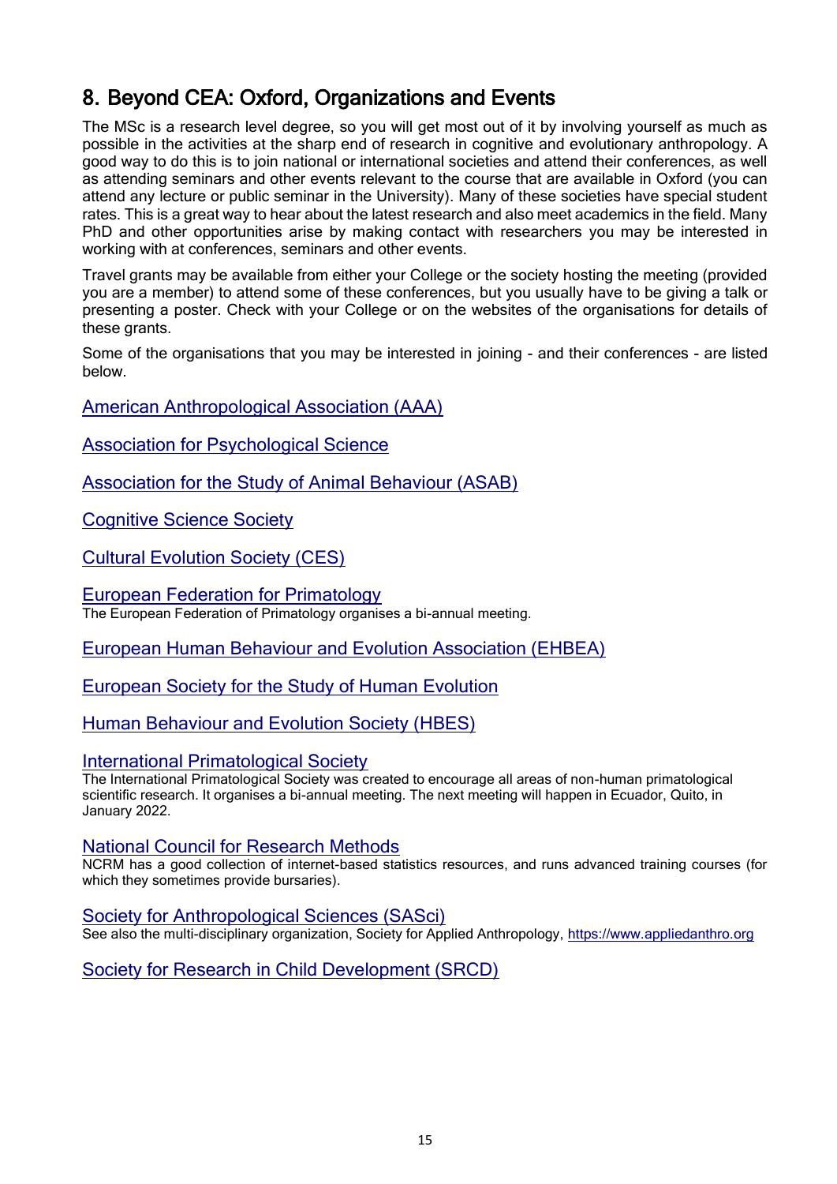## 8. Beyond CEA: Oxford, Organizations and Events

The MSc is a research level degree, so you will get most out of it by involving yourself as much as possible in the activities at the sharp end of research in cognitive and evolutionary anthropology. A good way to do this is to join national or international societies and attend their conferences, as well as attending seminars and other events relevant to the course that are available in Oxford (you can attend any lecture or public seminar in the University). Many of these societies have special student rates. This is a great way to hear about the latest research and also meet academics in the field. Many PhD and other opportunities arise by making contact with researchers you may be interested in working with at conferences, seminars and other events.

Travel grants may be available from either your College or the society hosting the meeting (provided you are a member) to attend some of these conferences, but you usually have to be giving a talk or presenting a poster. Check with your College or on the websites of the organisations for details of these grants.

Some of the organisations that you may be interested in joining - and their conferences - are listed below.

American Anthropological Association (AAA)

Association for Psychological Science

Association for the Study of Animal Behaviour (ASAB)

Cognitive Science Society

Cultural Evolution Society (CES)

European Federation for Primatology
The European Federation of Primatology organises a bi-annual meeting.

European Human Behaviour and Evolution Association (EHBEA)

European Society for the Study of Human Evolution

Human Behaviour and Evolution Society (HBES)

International Primatological Society
The International Primatological Society was created to encourage all areas of non-human primatological scientific research. It organises a bi-annual meeting. The next meeting will happen in Ecuador, Quito, in January 2022.

National Council for Research Methods
NCRM has a good collection of internet-based statistics resources, and runs advanced training courses (for which they sometimes provide bursaries).

Society for Anthropological Sciences (SASci)
See also the multi-disciplinary organization, Society for Applied Anthropology, https://www.appliedanthro.org

Society for Research in Child Development (SRCD)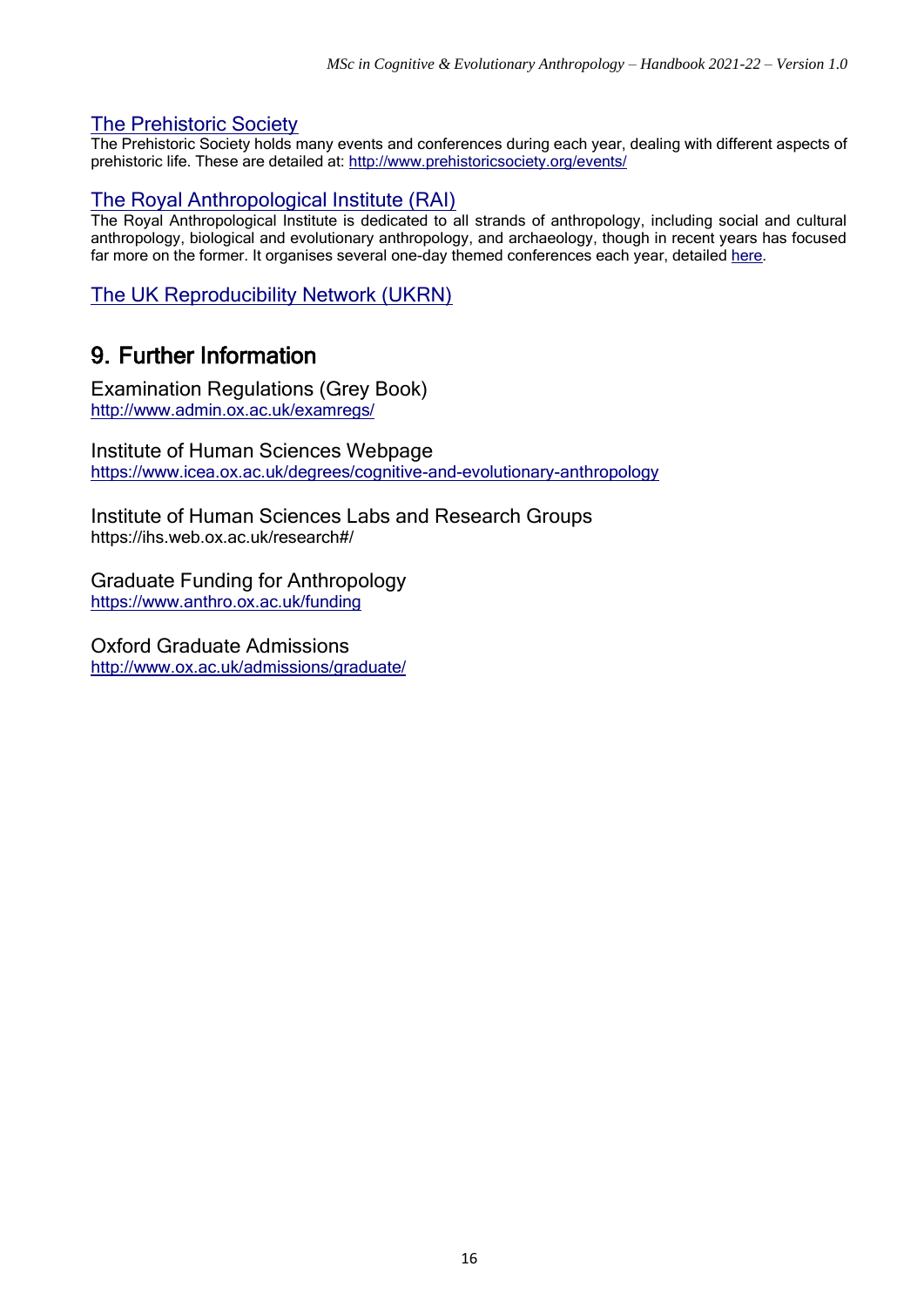### [The Prehistoric Society](http://www.prehistoricsociety.org/events/)

The Prehistoric Society holds many events and conferences during each year, dealing with different aspects of prehistoric life. These are detailed at: http://www.prehistoricsociety.org/events/

### The Royal Anthropological Institute (RAI)

The Royal Anthropological Institute is dedicated to all strands of anthropology, including social and cultural anthropology, biological and evolutionary anthropology, and archaeology, though in recent years has focused far more on the former. It organises several one-day themed conferences each year, detailed here.

### The UK Reproducibility Network (UKRN)

## 9. Further Information

Examination Regulations (Grey Book)
http://www.admin.ox.ac.uk/examregs/

Institute of Human Sciences Webpage
https://www.icea.ox.ac.uk/degrees/cognitive-and-evolutionary-anthropology

Institute of Human Sciences Labs and Research Groups
https://ihs.web.ox.ac.uk/research#/

Graduate Funding for Anthropology
https://www.anthro.ox.ac.uk/funding

Oxford Graduate Admissions
http://www.ox.ac.uk/admissions/graduate/